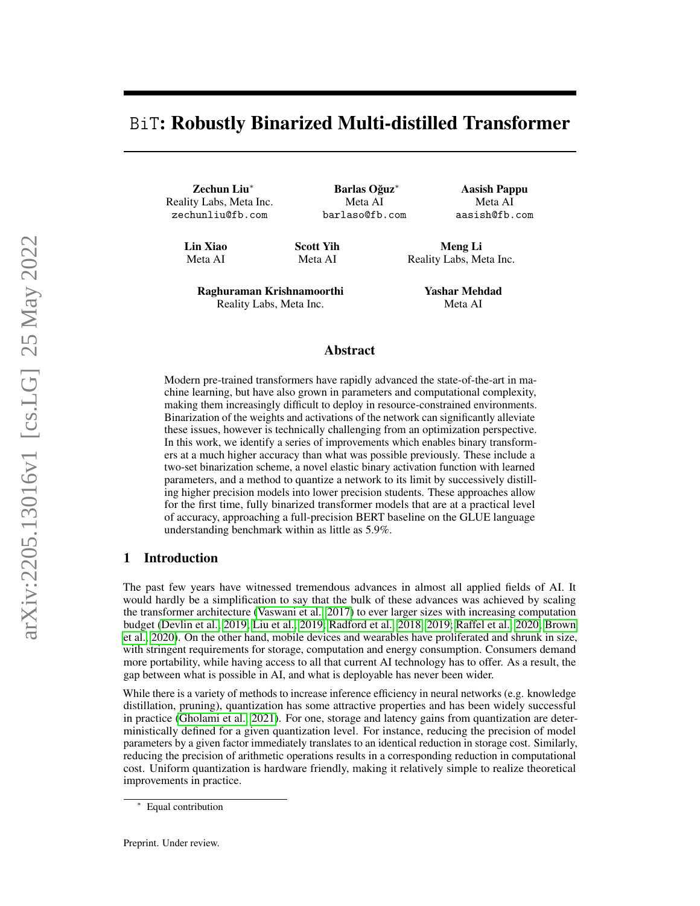# BiT: Robustly Binarized Multi-distilled Transformer

**Zechun Liu***
Reality Labs, Meta Inc.
zechunliu@fb.com

**Barlas Oğuz***
Meta AI
barlaso@fb.com

**Aasish Pappu**
Meta AI
aasish@fb.com

**Lin Xiao**
Meta AI

**Scott Yih**
Meta AI

**Meng Li**
Reality Labs, Meta Inc.

**Raghuraman Krishnamoorthi**
Reality Labs, Meta Inc.

**Yashar Mehdad**
Meta AI

## Abstract

Modern pre-trained transformers have rapidly advanced the state-of-the-art in machine learning, but have also grown in parameters and computational complexity, making them increasingly difficult to deploy in resource-constrained environments. Binarization of the weights and activations of the network can significantly alleviate these issues, however is technically challenging from an optimization perspective. In this work, we identify a series of improvements which enables binary transformers at a much higher accuracy than what was possible previously. These include a two-set binarization scheme, a novel elastic binary activation function with learned parameters, and a method to quantize a network to its limit by successively distilling higher precision models into lower precision students. These approaches allow for the first time, fully binarized transformer models that are at a practical level of accuracy, approaching a full-precision BERT baseline on the GLUE language understanding benchmark within as little as 5.9%.

## 1 Introduction

The past few years have witnessed tremendous advances in almost all applied fields of AI. It would hardly be a simplification to say that the bulk of these advances was achieved by scaling the transformer architecture (Vaswani et al., 2017) to ever larger sizes with increasing computation budget (Devlin et al., 2019; Liu et al., 2019; Radford et al., 2018, 2019; Raffel et al., 2020; Brown et al., 2020). On the other hand, mobile devices and wearables have proliferated and shrunk in size, with stringent requirements for storage, computation and energy consumption. Consumers demand more portability, while having access to all that current AI technology has to offer. As a result, the gap between what is possible in AI, and what is deployable has never been wider.

While there is a variety of methods to increase inference efficiency in neural networks (e.g. knowledge distillation, pruning), quantization has some attractive properties and has been widely successful in practice (Gholami et al., 2021). For one, storage and latency gains from quantization are deterministically defined for a given quantization level. For instance, reducing the precision of model parameters by a given factor immediately translates to an identical reduction in storage cost. Similarly, reducing the precision of arithmetic operations results in a corresponding reduction in computational cost. Uniform quantization is hardware friendly, making it relatively simple to realize theoretical improvements in practice.

* Equal contribution

Preprint. Under review.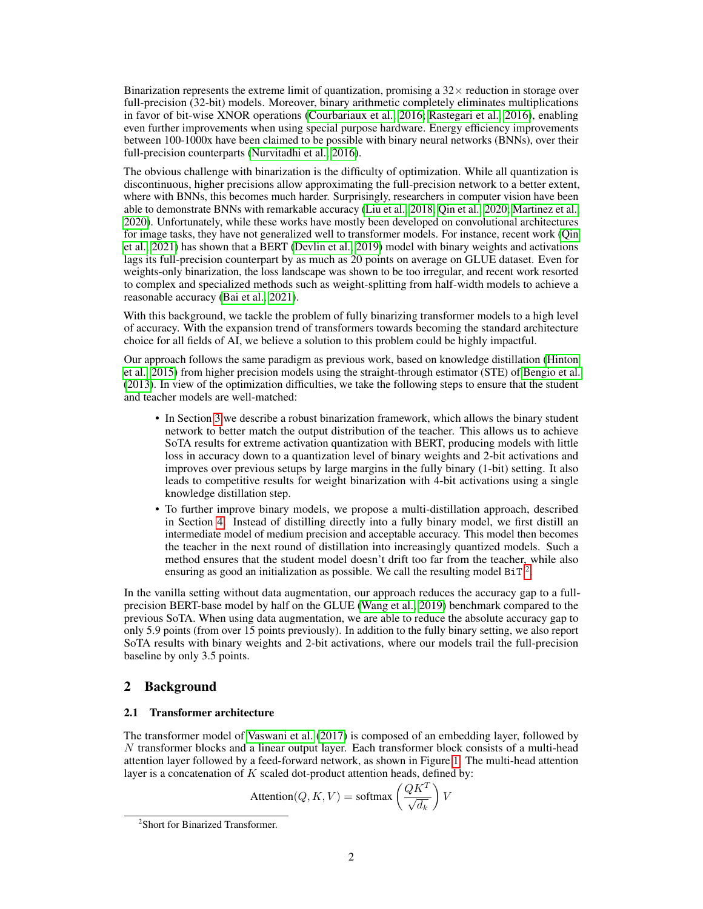Binarization represents the extreme limit of quantization, promising a $32\times$ reduction in storage over full-precision (32-bit) models. Moreover, binary arithmetic completely eliminates multiplications in favor of bit-wise XNOR operations (Courbariaux et al., 2016; Rastegari et al., 2016), enabling even further improvements when using special purpose hardware. Energy efficiency improvements between 100-1000x have been claimed to be possible with binary neural networks (BNNs), over their full-precision counterparts (Nurvitadhi et al., 2016).

The obvious challenge with binarization is the difficulty of optimization. While all quantization is discontinuous, higher precisions allow approximating the full-precision network to a better extent, where with BNNs, this becomes much harder. Surprisingly, researchers in computer vision have been able to demonstrate BNNs with remarkable accuracy (Liu et al., 2018; Qin et al., 2020; Martinez et al., 2020). Unfortunately, while these works have mostly been developed on convolutional architectures for image tasks, they have not generalized well to transformer models. For instance, recent work (Qin et al., 2021) has shown that a BERT (Devlin et al., 2019) model with binary weights and activations lags its full-precision counterpart by as much as 20 points on average on GLUE dataset. Even for weights-only binarization, the loss landscape was shown to be too irregular, and recent work resorted to complex and specialized methods such as weight-splitting from half-width models to achieve a reasonable accuracy (Bai et al., 2021).

With this background, we tackle the problem of fully binarizing transformer models to a high level of accuracy. With the expansion trend of transformers towards becoming the standard architecture choice for all fields of AI, we believe a solution to this problem could be highly impactful.

Our approach follows the same paradigm as previous work, based on knowledge distillation (Hinton et al., 2015) from higher precision models using the straight-through estimator (STE) of Bengio et al. (2013). In view of the optimization difficulties, we take the following steps to ensure that the student and teacher models are well-matched:

- In Section 3 we describe a robust binarization framework, which allows the binary student network to better match the output distribution of the teacher. This allows us to achieve SoTA results for extreme activation quantization with BERT, producing models with little loss in accuracy down to a quantization level of binary weights and 2-bit activations and improves over previous setups by large margins in the fully binary (1-bit) setting. It also leads to competitive results for weight binarization with 4-bit activations using a single knowledge distillation step.
- To further improve binary models, we propose a multi-distillation approach, described in Section 4. Instead of distilling directly into a fully binary model, we first distill an intermediate model of medium precision and acceptable accuracy. This model then becomes the teacher in the next round of distillation into increasingly quantized models. Such a method ensures that the student model doesn't drift too far from the teacher, while also ensuring as good an initialization as possible. We call the resulting model `BiT`[2].

In the vanilla setting without data augmentation, our approach reduces the accuracy gap to a full-precision BERT-base model by half on the GLUE (Wang et al., 2019) benchmark compared to the previous SoTA. When using data augmentation, we are able to reduce the absolute accuracy gap to only 5.9 points (from over 15 points previously). In addition to the fully binary setting, we also report SoTA results with binary weights and 2-bit activations, where our models trail the full-precision baseline by only 3.5 points.

## 2 Background

### 2.1 Transformer architecture

The transformer model of Vaswani et al. (2017) is composed of an embedding layer, followed by $N$ transformer blocks and a linear output layer. Each transformer block consists of a multi-head attention layer followed by a feed-forward network, as shown in Figure 1. The multi-head attention layer is a concatenation of $K$ scaled dot-product attention heads, defined by:

$$\text{Attention}(Q, K, V) = \text{softmax}\left(\frac{QK^T}{\sqrt{d_k}}\right)V$$

[2] Short for Binarized Transformer.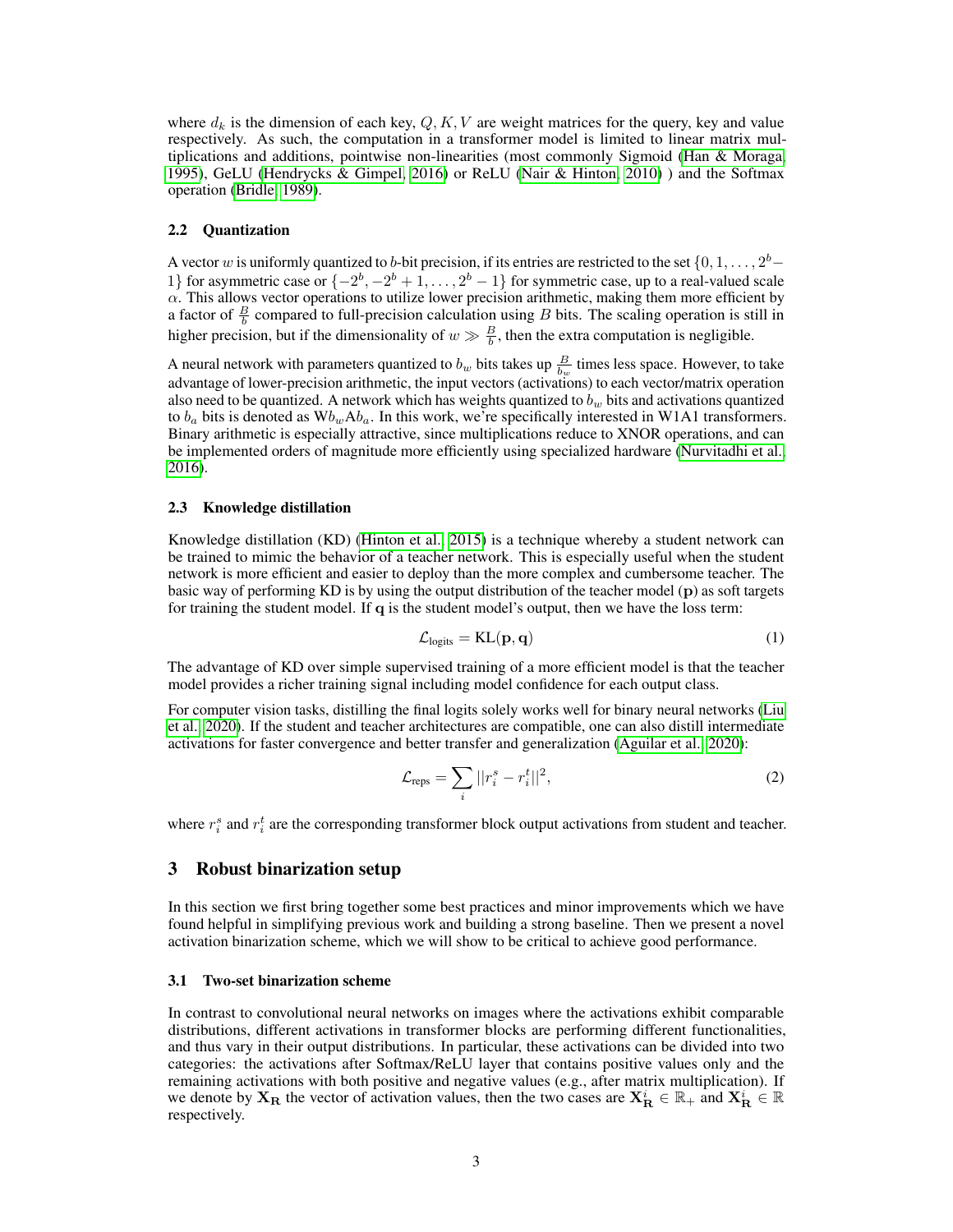where $d_k$ is the dimension of each key, $Q, K, V$ are weight matrices for the query, key and value respectively. As such, the computation in a transformer model is limited to linear matrix multiplications and additions, pointwise non-linearities (most commonly Sigmoid (Han & Moraga, 1995), GeLU (Hendrycks & Gimpel, 2016) or ReLU (Nair & Hinton, 2010) ) and the Softmax operation (Bridle, 1989).

### 2.2 Quantization

A vector $w$ is uniformly quantized to $b$-bit precision, if its entries are restricted to the set $\{0, 1, \ldots, 2^b - 1\}$ for asymmetric case or $\{-2^b, -2^b + 1, \ldots, 2^b - 1\}$ for symmetric case, up to a real-valued scale $\alpha$. This allows vector operations to utilize lower precision arithmetic, making them more efficient by a factor of $\frac{B}{b}$ compared to full-precision calculation using $B$ bits. The scaling operation is still in higher precision, but if the dimensionality of $w \gg \frac{B}{b}$, then the extra computation is negligible.

A neural network with parameters quantized to $b_w$ bits takes up $\frac{B}{b_w}$ times less space. However, to take advantage of lower-precision arithmetic, the input vectors (activations) to each vector/matrix operation also need to be quantized. A network which has weights quantized to $b_w$ bits and activations quantized to $b_a$ bits is denoted as W$b_w$A$b_a$. In this work, we're specifically interested in W1A1 transformers. Binary arithmetic is especially attractive, since multiplications reduce to XNOR operations, and can be implemented orders of magnitude more efficiently using specialized hardware (Nurvitadhi et al., 2016).

### 2.3 Knowledge distillation

Knowledge distillation (KD) (Hinton et al., 2015) is a technique whereby a student network can be trained to mimic the behavior of a teacher network. This is especially useful when the student network is more efficient and easier to deploy than the more complex and cumbersome teacher. The basic way of performing KD is by using the output distribution of the teacher model ($\mathbf{p}$) as soft targets for training the student model. If $\mathbf{q}$ is the student model's output, then we have the loss term:

$$\mathcal{L}_{\text{logits}} = \text{KL}(\mathbf{p}, \mathbf{q}) \tag{1}$$

The advantage of KD over simple supervised training of a more efficient model is that the teacher model provides a richer training signal including model confidence for each output class.

For computer vision tasks, distilling the final logits solely works well for binary neural networks (Liu et al., 2020). If the student and teacher architectures are compatible, one can also distill intermediate activations for faster convergence and better transfer and generalization (Aguilar et al., 2020):

$$\mathcal{L}_{\text{reps}} = \sum_i ||r_i^s - r_i^t||^2, \tag{2}$$

where $r_i^s$ and $r_i^t$ are the corresponding transformer block output activations from student and teacher.

## 3 Robust binarization setup

In this section we first bring together some best practices and minor improvements which we have found helpful in simplifying previous work and building a strong baseline. Then we present a novel activation binarization scheme, which we will show to be critical to achieve good performance.

### 3.1 Two-set binarization scheme

In contrast to convolutional neural networks on images where the activations exhibit comparable distributions, different activations in transformer blocks are performing different functionalities, and thus vary in their output distributions. In particular, these activations can be divided into two categories: the activations after Softmax/ReLU layer that contains positive values only and the remaining activations with both positive and negative values (e.g., after matrix multiplication). If we denote by $\mathbf{X_R}$ the vector of activation values, then the two cases are $\mathbf{X}_\mathbf{R}^i \in \mathbb{R}_+$ and $\mathbf{X}_\mathbf{R}^i \in \mathbb{R}$ respectively.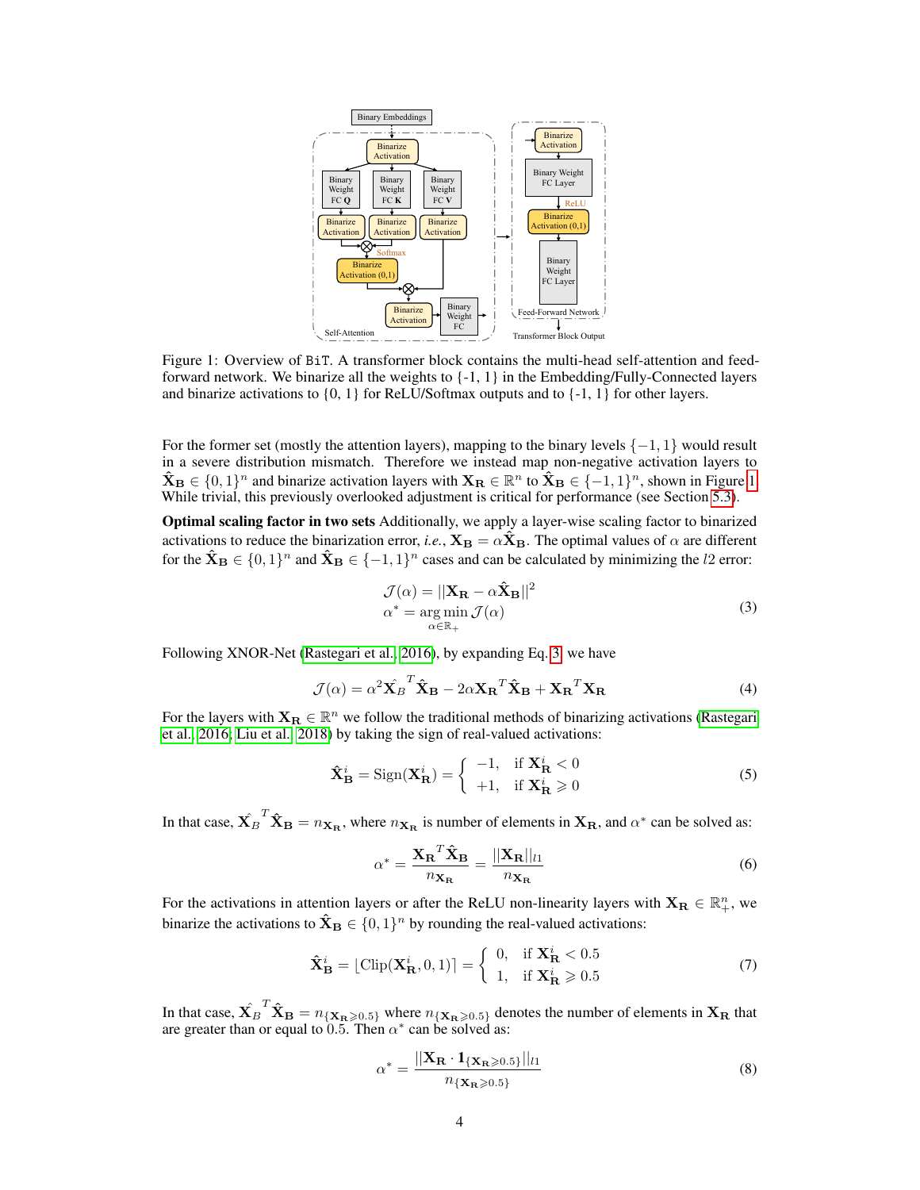Figure 1: Overview of BiT. A transformer block contains the multi-head self-attention and feed-forward network. We binarize all the weights to {-1, 1} in the Embedding/Fully-Connected layers and binarize activations to {0, 1} for ReLU/Softmax outputs and to {-1, 1} for other layers.

For the former set (mostly the attention layers), mapping to the binary levels $\{-1, 1\}$ would result in a severe distribution mismatch. Therefore we instead map non-negative activation layers to $\hat{\mathbf{X}}_\mathbf{B} \in \{0, 1\}^n$ and binarize activation layers with $\mathbf{X}_\mathbf{R} \in \mathbb{R}^n$ to $\hat{\mathbf{X}}_\mathbf{B} \in \{-1, 1\}^n$, shown in Figure 1. While trivial, this previously overlooked adjustment is critical for performance (see Section 5.3).

**Optimal scaling factor in two sets** Additionally, we apply a layer-wise scaling factor to binarized activations to reduce the binarization error, *i.e.*, $\mathbf{X}_\mathbf{B} = \alpha \hat{\mathbf{X}}_\mathbf{B}$. The optimal values of $\alpha$ are different for the $\hat{\mathbf{X}}_\mathbf{B} \in \{0, 1\}^n$ and $\hat{\mathbf{X}}_\mathbf{B} \in \{-1, 1\}^n$ cases and can be calculated by minimizing the $l2$ error:

$$
\begin{aligned}
&\mathcal{J}(\alpha) = ||\mathbf{X}_\mathbf{R} - \alpha \hat{\mathbf{X}}_\mathbf{B}||^2 \\
&\alpha^* = \underset{\alpha \in \mathbb{R}_+}{\arg\min}\, \mathcal{J}(\alpha)
\end{aligned} \tag{3}
$$

Following XNOR-Net (Rastegari et al., 2016), by expanding Eq. 3, we have

$$
\mathcal{J}(\alpha) = \alpha^2 \hat{\mathbf{X}_B}^T \hat{\mathbf{X}}_\mathbf{B} - 2\alpha \mathbf{X}_\mathbf{R}{}^T \hat{\mathbf{X}}_\mathbf{B} + \mathbf{X}_\mathbf{R}{}^T \mathbf{X}_\mathbf{R} \tag{4}
$$

For the layers with $\mathbf{X}_\mathbf{R} \in \mathbb{R}^n$ we follow the traditional methods of binarizing activations (Rastegari et al., 2016; Liu et al., 2018) by taking the sign of real-valued activations:

$$
\hat{\mathbf{X}}_\mathbf{B}^i = \mathrm{Sign}(\mathbf{X}_\mathbf{R}^i) = \begin{cases} -1, & \text{if } \mathbf{X}_\mathbf{R}^i < 0 \\ +1, & \text{if } \mathbf{X}_\mathbf{R}^i \geqslant 0 \end{cases} \tag{5}
$$

In that case, $\hat{\mathbf{X}_B}^T \hat{\mathbf{X}}_\mathbf{B} = n_{\mathbf{X}_\mathbf{R}}$, where $n_{\mathbf{X}_\mathbf{R}}$ is number of elements in $\mathbf{X}_\mathbf{R}$, and $\alpha^*$ can be solved as:

$$
\alpha^* = \frac{\mathbf{X}_\mathbf{R}{}^T \hat{\mathbf{X}}_\mathbf{B}}{n_{\mathbf{X}_\mathbf{R}}} = \frac{||\mathbf{X}_\mathbf{R}||_{l1}}{n_{\mathbf{X}_\mathbf{R}}} \tag{6}
$$

For the activations in attention layers or after the ReLU non-linearity layers with $\mathbf{X}_\mathbf{R} \in \mathbb{R}_+^n$, we binarize the activations to $\hat{\mathbf{X}}_\mathbf{B} \in \{0, 1\}^n$ by rounding the real-valued activations:

$$
\hat{\mathbf{X}}_\mathbf{B}^i = \lfloor \mathrm{Clip}(\mathbf{X}_\mathbf{R}^i, 0, 1) \rceil = \begin{cases} 0, & \text{if } \mathbf{X}_\mathbf{R}^i < 0.5 \\ 1, & \text{if } \mathbf{X}_\mathbf{R}^i \geqslant 0.5 \end{cases} \tag{7}
$$

In that case, $\hat{\mathbf{X}_B}^T \hat{\mathbf{X}}_\mathbf{B} = n_{\{\mathbf{X}_\mathbf{R} \geqslant 0.5\}}$ where $n_{\{\mathbf{X}_\mathbf{R} \geqslant 0.5\}}$ denotes the number of elements in $\mathbf{X}_\mathbf{R}$ that are greater than or equal to 0.5. Then $\alpha^*$ can be solved as:

$$
\alpha^* = \frac{||\mathbf{X}_\mathbf{R} \cdot \mathbf{1}_{\{\mathbf{X}_\mathbf{R} \geqslant 0.5\}}||_{l1}}{n_{\{\mathbf{X}_\mathbf{R} \geqslant 0.5\}}} \tag{8}
$$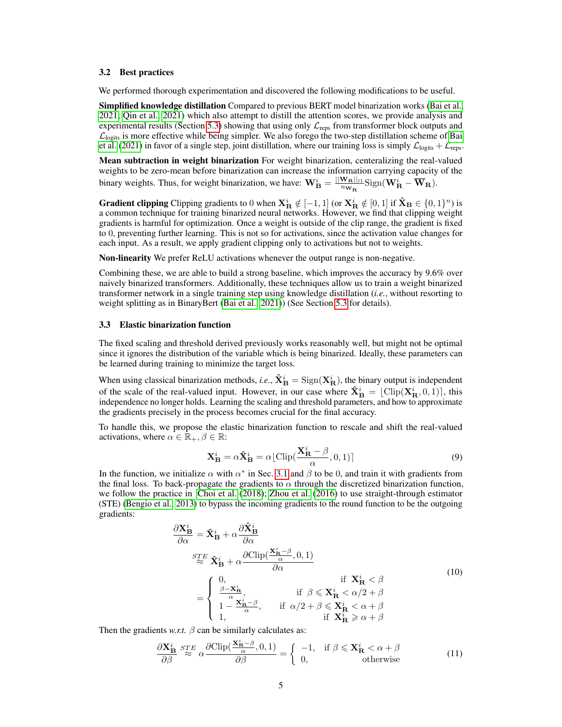### 3.2 Best practices

We performed thorough experimentation and discovered the following modifications to be useful.

**Simplified knowledge distillation** Compared to previous BERT model binarization works (Bai et al., 2021; Qin et al., 2021) which also attempt to distill the attention scores, we provide analysis and experimental results (Section 5.3) showing that using only $\mathcal{L}_{\text{reps}}$ from transformer block outputs and $\mathcal{L}_{\text{logits}}$ is more effective while being simpler. We also forego the two-step distillation scheme of Bai et al. (2021) in favor of a single step, joint distillation, where our training loss is simply $\mathcal{L}_{\text{logits}} + \mathcal{L}_{\text{reps}}$.

**Mean subtraction in weight binarization** For weight binarization, centeralizing the real-valued weights to be zero-mean before binarization can increase the information carrying capacity of the binary weights. Thus, for weight binarization, we have: $\mathbf{W}^i_{\mathbf{B}} = \frac{||\mathbf{W}_{\mathbf{R}}||_{l1}}{n_{\mathbf{W}_{\mathbf{R}}}} \text{Sign}(\mathbf{W}^i_{\mathbf{R}} - \overline{\mathbf{W}}_{\mathbf{R}})$.

**Gradient clipping** Clipping gradients to 0 when $\mathbf{X}^i_{\mathbf{R}} \notin [-1, 1]$ (or $\mathbf{X}^i_{\mathbf{R}} \notin [0, 1]$ if $\hat{\mathbf{X}}_{\mathbf{B}} \in \{0, 1\}^n$) is a common technique for training binarized neural networks. However, we find that clipping weight gradients is harmful for optimization. Once a weight is outside of the clip range, the gradient is fixed to 0, preventing further learning. This is not so for activations, since the activation value changes for each input. As a result, we apply gradient clipping only to activations but not to weights.

**Non-linearity** We prefer ReLU activations whenever the output range is non-negative.

Combining these, we are able to build a strong baseline, which improves the accuracy by 9.6% over naively binarized transformers. Additionally, these techniques allow us to train a weight binarized transformer network in a single training step using knowledge distillation (*i.e.*, without resorting to weight splitting as in BinaryBert (Bai et al., 2021)) (See Section 5.3 for details).

### 3.3 Elastic binarization function

The fixed scaling and threshold derived previously works reasonably well, but might not be optimal since it ignores the distribution of the variable which is being binarized. Ideally, these parameters can be learned during training to minimize the target loss.

When using classical binarization methods, *i.e.*, $\hat{\mathbf{X}}^i_{\mathbf{B}} = \text{Sign}(\mathbf{X}^i_{\mathbf{R}})$, the binary output is independent of the scale of the real-valued input. However, in our case where $\hat{\mathbf{X}}^i_{\mathbf{B}} = \lfloor \text{Clip}(\mathbf{X}^i_{\mathbf{R}}, 0, 1) \rceil$, this independence no longer holds. Learning the scaling and threshold parameters, and how to approximate the gradients precisely in the process becomes crucial for the final accuracy.

To handle this, we propose the elastic binarization function to rescale and shift the real-valued activations, where $\alpha \in \mathbb{R}_+, \beta \in \mathbb{R}$:

$$\mathbf{X}^i_{\mathbf{B}} = \alpha \hat{\mathbf{X}}^i_{\mathbf{B}} = \alpha \lfloor \text{Clip}(\frac{\mathbf{X}^i_{\mathbf{R}} - \beta}{\alpha}, 0, 1) \rceil \tag{9}$$

In the function, we initialize $\alpha$ with $\alpha^*$ in Sec. 3.1 and $\beta$ to be 0, and train it with gradients from the final loss. To back-propagate the gradients to $\alpha$ through the discretized binarization function, we follow the practice in Choi et al. (2018); Zhou et al. (2016) to use straight-through estimator (STE) (Bengio et al., 2013) to bypass the incoming gradients to the round function to be the outgoing gradients:

$$\begin{aligned}
\frac{\partial \mathbf{X}^i_{\mathbf{B}}}{\partial \alpha} &= \hat{\mathbf{X}}^i_{\mathbf{B}} + \alpha \frac{\partial \hat{\mathbf{X}}^i_{\mathbf{B}}}{\partial \alpha} \\
&\overset{STE}{\approx} \hat{\mathbf{X}}^i_{\mathbf{B}} + \alpha \frac{\partial \text{Clip}(\frac{\mathbf{X}^i_{\mathbf{R}} - \beta}{\alpha}, 0, 1)}{\partial \alpha} \\
&= \begin{cases} 0, & \text{if } \mathbf{X}^i_{\mathbf{R}} < \beta \\ \frac{\beta - \mathbf{X}^i_{\mathbf{R}}}{\alpha}, & \text{if } \beta \leqslant \mathbf{X}^i_{\mathbf{R}} < \alpha/2 + \beta \\ 1 - \frac{\mathbf{X}^i_{\mathbf{R}} - \beta}{\alpha}, & \text{if } \alpha/2 + \beta \leqslant \mathbf{X}^i_{\mathbf{R}} < \alpha + \beta \\ 1, & \text{if } \mathbf{X}^i_{\mathbf{R}} \geqslant \alpha + \beta \end{cases}
\end{aligned} \tag{10}$$

Then the gradients *w.r.t.* $\beta$ can be similarly calculates as:

$$\frac{\partial \mathbf{X}^i_{\mathbf{B}}}{\partial \beta} \overset{STE}{\approx} \alpha \frac{\partial \text{Clip}(\frac{\mathbf{X}^i_{\mathbf{R}} - \beta}{\alpha}, 0, 1)}{\partial \beta} = \begin{cases} -1, & \text{if } \beta \leqslant \mathbf{X}^i_{\mathbf{R}} < \alpha + \beta \\ 0, & \text{otherwise} \end{cases} \tag{11}$$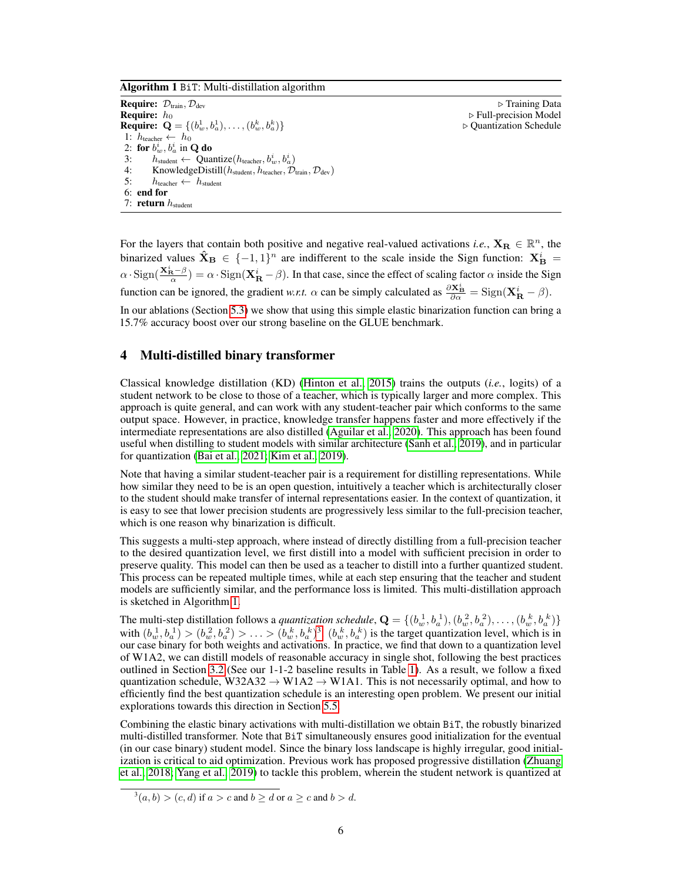**Algorithm 1** `BiT`: Multi-distillation algorithm

```
Require: D_train, D_dev                                   ▷ Training Data
Require: h_0                                              ▷ Full-precision Model
Require: Q = {(b_w^1, b_a^1), ..., (b_w^k, b_a^k)}        ▷ Quantization Schedule
1: h_teacher ← h_0
2: for b_w^i, b_a^i in Q do
3:     h_student ← Quantize(h_teacher, b_w^i, b_a^i)
4:     KnowledgeDistill(h_student, h_teacher, D_train, D_dev)
5:     h_teacher ← h_student
6: end for
7: return h_student
```

For the layers that contain both positive and negative real-valued activations *i.e.*, $\mathbf{X_R} \in \mathbb{R}^n$, the binarized values $\hat{\mathbf{X}}_\mathbf{B} \in \{-1, 1\}^n$ are indifferent to the scale inside the Sign function: $\mathbf{X}^i_\mathbf{B} = \alpha \cdot \text{Sign}(\frac{\mathbf{X}^i_\mathbf{R} - \beta}{\alpha}) = \alpha \cdot \text{Sign}(\mathbf{X}^i_\mathbf{R} - \beta)$. In that case, since the effect of scaling factor $\alpha$ inside the Sign function can be ignored, the gradient *w.r.t.* $\alpha$ can be simply calculated as $\frac{\partial \mathbf{X}^i_\mathbf{B}}{\partial \alpha} = \text{Sign}(\mathbf{X}^i_\mathbf{R} - \beta)$.

In our ablations (Section 5.3) we show that using this simple elastic binarization function can bring a 15.7% accuracy boost over our strong baseline on the GLUE benchmark.

## 4 Multi-distilled binary transformer

Classical knowledge distillation (KD) (Hinton et al., 2015) trains the outputs (*i.e.*, logits) of a student network to be close to those of a teacher, which is typically larger and more complex. This approach is quite general, and can work with any student-teacher pair which conforms to the same output space. However, in practice, knowledge transfer happens faster and more effectively if the intermediate representations are also distilled (Aguilar et al., 2020). This approach has been found useful when distilling to student models with similar architecture (Sanh et al., 2019), and in particular for quantization (Bai et al., 2021; Kim et al., 2019).

Note that having a similar student-teacher pair is a requirement for distilling representations. While how similar they need to be is an open question, intuitively a teacher which is architecturally closer to the student should make transfer of internal representations easier. In the context of quantization, it is easy to see that lower precision students are progressively less similar to the full-precision teacher, which is one reason why binarization is difficult.

This suggests a multi-step approach, where instead of directly distilling from a full-precision teacher to the desired quantization level, we first distill into a model with sufficient precision in order to preserve quality. This model can then be used as a teacher to distill into a further quantized student. This process can be repeated multiple times, while at each step ensuring that the teacher and student models are sufficiently similar, and the performance loss is limited. This multi-distillation approach is sketched in Algorithm 1.

The multi-step distillation follows a *quantization schedule*, $\mathbf{Q} = \{(b_w^1, b_a^1), (b_w^2, b_a^2), \ldots, (b_w^k, b_a^k)\}$ with $(b_w^1, b_a^1) > (b_w^2, b_a^2) > \ldots > (b_w^k, b_a^k)$[3]. $(b_w^k, b_a^k)$ is the target quantization level, which is in our case binary for both weights and activations. In practice, we find that down to a quantization level of W1A2, we can distill models of reasonable accuracy in single shot, following the best practices outlined in Section 3.2 (See our 1-1-2 baseline results in Table 1). As a result, we follow a fixed quantization schedule, W32A32 → W1A2 → W1A1. This is not necessarily optimal, and how to efficiently find the best quantization schedule is an interesting open problem. We present our initial explorations towards this direction in Section 5.5.

Combining the elastic binary activations with multi-distillation we obtain `BiT`, the robustly binarized multi-distilled transformer. Note that `BiT` simultaneously ensures good initialization for the eventual (in our case binary) student model. Since the binary loss landscape is highly irregular, good initialization is critical to aid optimization. Previous work has proposed progressive distillation (Zhuang et al., 2018; Yang et al., 2019) to tackle this problem, wherein the student network is quantized at

[3] $(a, b) > (c, d)$ if $a > c$ and $b \geq d$ or $a \geq c$ and $b > d$.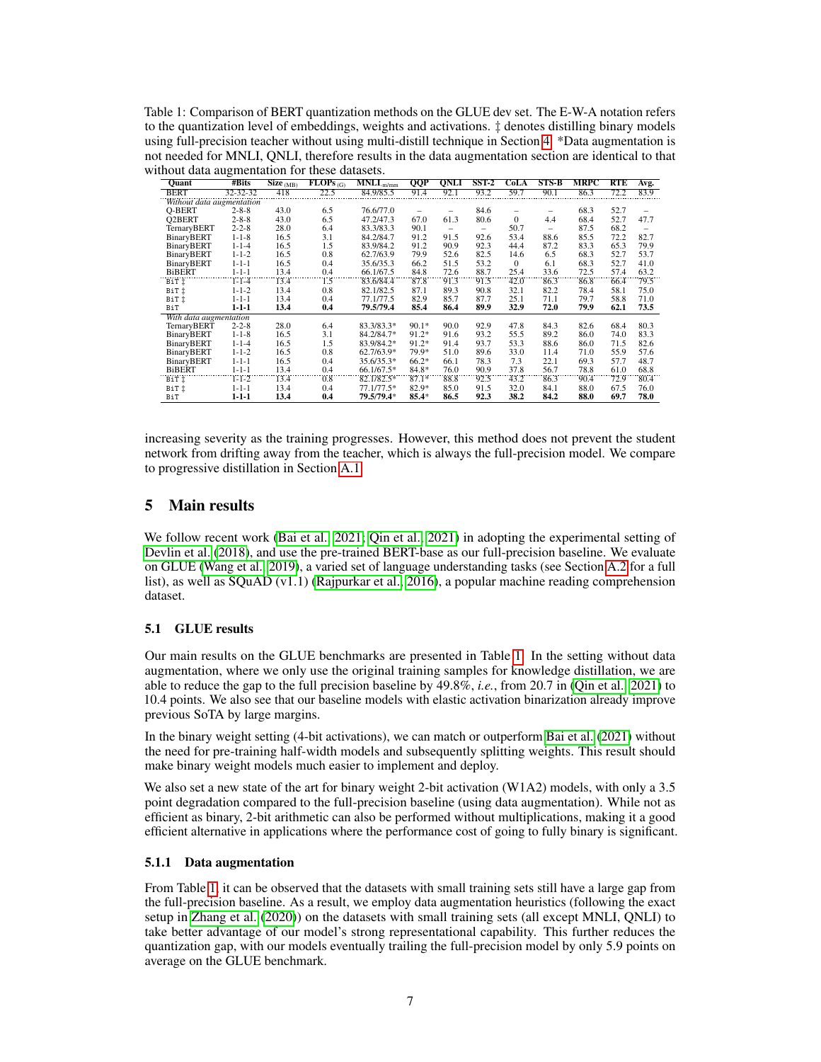Table 1: Comparison of BERT quantization methods on the GLUE dev set. The E-W-A notation refers to the quantization level of embeddings, weights and activations. ‡ denotes distilling binary models using full-precision teacher without using multi-distill technique in Section 4. *Data augmentation is not needed for MNLI, QNLI, therefore results in the data augmentation section are identical to that without data augmentation for these datasets.

| Quant | #Bits | Size (MB) | FLOPs (G) | MNLI m/mm | QQP | QNLI | SST-2 | CoLA | STS-B | MRPC | RTE | Avg. |
|---|---|---|---|---|---|---|---|---|---|---|---|---|
| BERT | 32-32-32 | 418 | 22.5 | 84.9/85.5 | 91.4 | 92.1 | 93.2 | 59.7 | 90.1 | 86.3 | 72.2 | 83.9 |
| *Without data augmentation* | | | | | | | | | | | | |
| Q-BERT | 2-8-8 | 43.0 | 6.5 | 76.6/77.0 | – | – | 84.6 | – | – | 68.3 | 52.7 | – |
| Q2BERT | 2-8-8 | 43.0 | 6.5 | 47.2/47.3 | 67.0 | 61.3 | 80.6 | 0 | 4.4 | 68.4 | 52.7 | 47.7 |
| TernaryBERT | 2-2-8 | 28.0 | 6.4 | 83.3/83.3 | 90.1 | – | – | 50.7 | – | 87.5 | 68.2 | – |
| BinaryBERT | 1-1-8 | 16.5 | 3.1 | 84.2/84.7 | 91.2 | 91.5 | 92.6 | 53.4 | 88.6 | 85.5 | 72.2 | 82.7 |
| BinaryBERT | 1-1-4 | 16.5 | 1.5 | 83.9/84.2 | 91.2 | 90.9 | 92.3 | 44.4 | 87.2 | 83.3 | 65.3 | 79.9 |
| BinaryBERT | 1-1-2 | 16.5 | 0.8 | 62.7/63.9 | 79.9 | 52.6 | 82.5 | 14.6 | 6.5 | 68.3 | 52.7 | 53.7 |
| BinaryBERT | 1-1-1 | 16.5 | 0.4 | 35.6/35.3 | 66.2 | 51.5 | 53.2 | 0 | 6.1 | 68.3 | 52.7 | 41.0 |
| BiBERT | 1-1-1 | 13.4 | 0.4 | 66.1/67.5 | 84.8 | 72.6 | 88.7 | 25.4 | 33.6 | 72.5 | 57.4 | 63.2 |
| BiT ‡ | 1-1-4 | 13.4 | 1.5 | 83.6/84.4 | 87.8 | 91.3 | 91.5 | 42.0 | 86.3 | 86.8 | 66.4 | 79.5 |
| BiT ‡ | 1-1-2 | 13.4 | 0.8 | 82.1/82.5 | 87.1 | 89.3 | 90.8 | 32.1 | 82.2 | 78.4 | 58.1 | 75.0 |
| BiT ‡ | 1-1-1 | 13.4 | 0.4 | 77.1/77.5 | 82.9 | 85.7 | 87.7 | 25.1 | 71.1 | 79.7 | 58.8 | 71.0 |
| BiT | **1-1-1** | **13.4** | **0.4** | **79.5/79.4** | **85.4** | **86.4** | **89.9** | **32.9** | **72.0** | **79.9** | **62.1** | **73.5** |
| *With data augmentation* | | | | | | | | | | | | |
| TernaryBERT | 2-2-8 | 28.0 | 6.4 | 83.3/83.3* | 90.1* | 90.0 | 92.9 | 47.8 | 84.3 | 82.6 | 68.4 | 80.3 |
| BinaryBERT | 1-1-8 | 16.5 | 3.1 | 84.2/84.7* | 91.2* | 91.6 | 93.2 | 55.5 | 89.2 | 86.0 | 74.0 | 83.3 |
| BinaryBERT | 1-1-4 | 16.5 | 1.5 | 83.9/84.2* | 91.2* | 91.4 | 93.7 | 53.3 | 88.6 | 86.0 | 71.5 | 82.6 |
| BinaryBERT | 1-1-2 | 16.5 | 0.8 | 62.7/63.9* | 79.9* | 51.0 | 89.6 | 33.0 | 11.4 | 71.0 | 55.9 | 57.6 |
| BinaryBERT | 1-1-1 | 16.5 | 0.4 | 35.6/35.3* | 66.2* | 66.1 | 78.3 | 7.3 | 22.1 | 69.3 | 57.7 | 48.7 |
| BiBERT | 1-1-1 | 13.4 | 0.4 | 66.1/67.5* | 84.8* | 76.0 | 90.9 | 37.8 | 56.7 | 78.8 | 61.0 | 68.8 |
| BiT ‡ | 1-1-2 | 13.4 | 0.8 | 82.1/82.5* | 87.1* | 88.8 | 92.5 | 43.2 | 86.3 | 90.4 | 72.9 | 80.4 |
| BiT ‡ | 1-1-1 | 13.4 | 0.4 | 77.1/77.5* | 82.9* | 85.0 | 91.5 | 32.0 | 84.1 | 88.0 | 67.5 | 76.0 |
| BiT | **1-1-1** | **13.4** | **0.4** | **79.5/79.4*** | **85.4*** | **86.5** | **92.3** | **38.2** | **84.2** | **88.0** | **69.7** | **78.0** |

increasing severity as the training progresses. However, this method does not prevent the student network from drifting away from the teacher, which is always the full-precision model. We compare to progressive distillation in Section A.1.

# 5 Main results

We follow recent work (Bai et al., 2021; Qin et al., 2021) in adopting the experimental setting of Devlin et al. (2018), and use the pre-trained BERT-base as our full-precision baseline. We evaluate on GLUE (Wang et al., 2019), a varied set of language understanding tasks (see Section A.2 for a full list), as well as SQuAD (v1.1) (Rajpurkar et al., 2016), a popular machine reading comprehension dataset.

## 5.1 GLUE results

Our main results on the GLUE benchmarks are presented in Table 1. In the setting without data augmentation, where we only use the original training samples for knowledge distillation, we are able to reduce the gap to the full precision baseline by 49.8%, *i.e.*, from 20.7 in (Qin et al., 2021) to 10.4 points. We also see that our baseline models with elastic activation binarization already improve previous SoTA by large margins.

In the binary weight setting (4-bit activations), we can match or outperform Bai et al. (2021) without the need for pre-training half-width models and subsequently splitting weights. This result should make binary weight models much easier to implement and deploy.

We also set a new state of the art for binary weight 2-bit activation (W1A2) models, with only a 3.5 point degradation compared to the full-precision baseline (using data augmentation). While not as efficient as binary, 2-bit arithmetic can also be performed without multiplications, making it a good efficient alternative in applications where the performance cost of going to fully binary is significant.

### 5.1.1 Data augmentation

From Table 1, it can be observed that the datasets with small training sets still have a large gap from the full-precision baseline. As a result, we employ data augmentation heuristics (following the exact setup in Zhang et al. (2020)) on the datasets with small training sets (all except MNLI, QNLI) to take better advantage of our model's strong representational capability. This further reduces the quantization gap, with our models eventually trailing the full-precision model by only 5.9 points on average on the GLUE benchmark.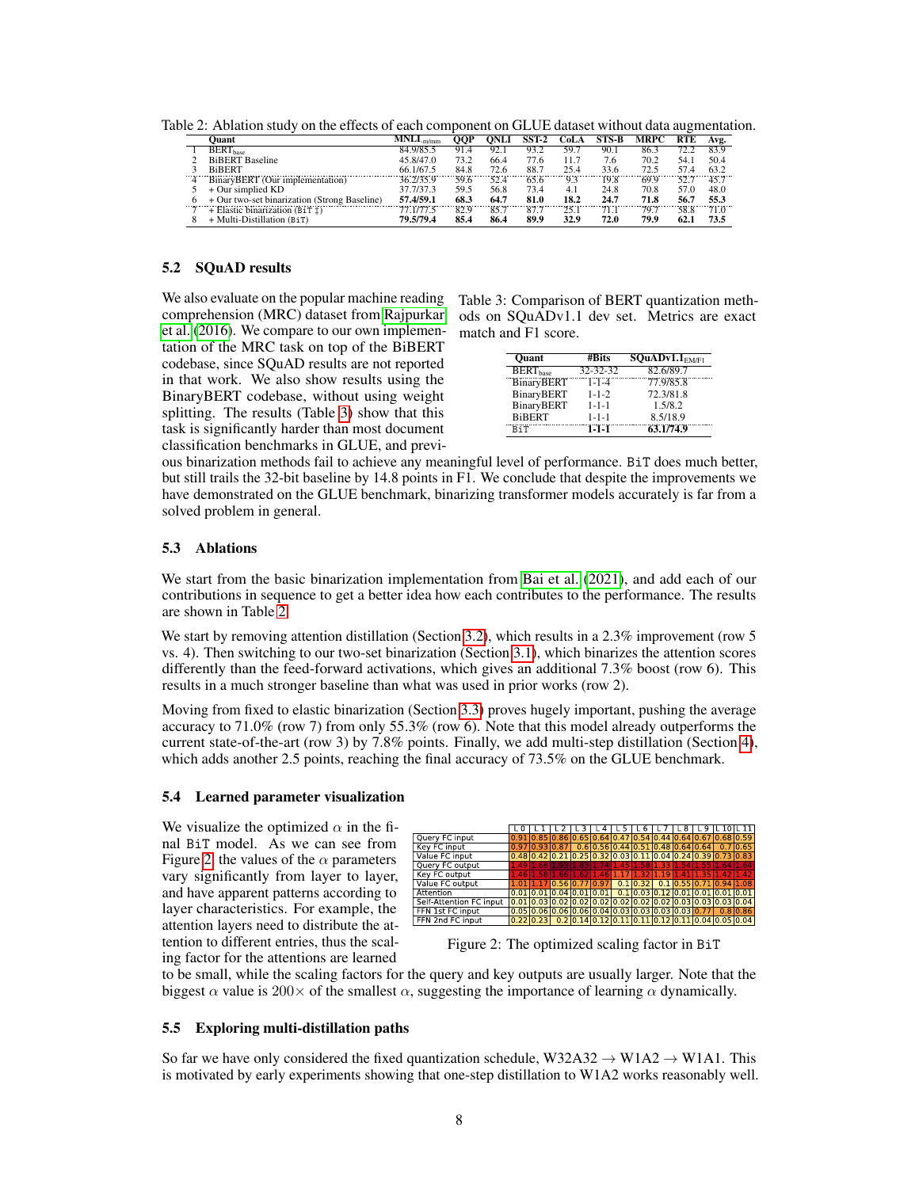Table 2: Ablation study on the effects of each component on GLUE dataset without data augmentation.

| | Quant | $\text{MNLI}_{\text{m/mm}}$ | QQP | QNLI | SST-2 | CoLA | STS-B | MRPC | RTE | Avg. |
|---|---|---|---|---|---|---|---|---|---|---|
| 1 | $\text{BERT}_{\text{base}}$ | 84.9/85.5 | 91.4 | 92.1 | 93.2 | 59.7 | 90.1 | 86.3 | 72.2 | 83.9 |
| 2 | BiBERT Baseline | 45.8/47.0 | 73.2 | 66.4 | 77.6 | 11.7 | 7.6 | 70.2 | 54.1 | 50.4 |
| 3 | BiBERT | 66.1/67.5 | 84.8 | 72.6 | 88.7 | 25.4 | 33.6 | 72.5 | 57.4 | 63.2 |
| 4 | BinaryBERT (Our implementation) | 36.2/35.9 | 59.6 | 52.4 | 65.6 | 9.3 | 19.8 | 69.9 | 52.7 | 45.7 |
| 5 | + Our simplied KD | 37.7/37.3 | 59.5 | 56.8 | 73.4 | 4.1 | 24.8 | 70.8 | 57.0 | 48.0 |
| 6 | + Our two-set binarization (Strong Baseline) | **57.4/59.1** | **68.3** | **64.7** | **81.0** | **18.2** | **24.7** | **71.8** | **56.7** | **55.3** |
| 7 | + Elastic binarization (BiT ‡) | 77.1/77.5 | 82.9 | 85.7 | 87.7 | 25.1 | 71.1 | 79.7 | 58.8 | 71.0 |
| 8 | + Multi-Distillation (BiT) | **79.5/79.4** | **85.4** | **86.4** | **89.9** | **32.9** | **72.0** | **79.9** | **62.1** | **73.5** |

## 5.2 SQuAD results

We also evaluate on the popular machine reading comprehension (MRC) dataset from Rajpurkar et al. (2016). We compare to our own implementation of the MRC task on top of the BiBERT codebase, since SQuAD results are not reported in that work. We also show results using the BinaryBERT codebase, without using weight splitting. The results (Table 3) show that this task is significantly harder than most document classification benchmarks in GLUE, and previous binarization methods fail to achieve any meaningful level of performance. BiT does much better, but still trails the 32-bit baseline by 14.8 points in F1. We conclude that despite the improvements we have demonstrated on the GLUE benchmark, binarizing transformer models accurately is far from a solved problem in general.

Table 3: Comparison of BERT quantization methods on SQuADv1.1 dev set. Metrics are exact match and F1 score.

| Quant | #Bits | $\text{SQuADv1.1}_{\text{EM/F1}}$ |
|---|---|---|
| $\text{BERT}_{\text{base}}$ | 32-32-32 | 82.6/89.7 |
| BinaryBERT | 1-1-4 | 77.9/85.8 |
| BinaryBERT | 1-1-2 | 72.3/81.8 |
| BinaryBERT | 1-1-1 | 1.5/8.2 |
| BiBERT | 1-1-1 | 8.5/18.9 |
| BiT | **1-1-1** | **63.1/74.9** |

## 5.3 Ablations

We start from the basic binarization implementation from Bai et al. (2021), and add each of our contributions in sequence to get a better idea how each contributes to the performance. The results are shown in Table 2.

We start by removing attention distillation (Section 3.2), which results in a 2.3% improvement (row 5 vs. 4). Then switching to our two-set binarization (Section 3.1), which binarizes the attention scores differently than the feed-forward activations, which gives an additional 7.3% boost (row 6). This results in a much stronger baseline than what was used in prior works (row 2).

Moving from fixed to elastic binarization (Section 3.3) proves hugely important, pushing the average accuracy to 71.0% (row 7) from only 55.3% (row 6). Note that this model already outperforms the current state-of-the-art (row 3) by 7.8% points. Finally, we add multi-step distillation (Section 4), which adds another 2.5 points, reaching the final accuracy of 73.5% on the GLUE benchmark.

## 5.4 Learned parameter visualization

We visualize the optimized $\alpha$ in the final BiT model. As we can see from Figure 2, the values of the $\alpha$ parameters vary significantly from layer to layer, and have apparent patterns according to layer characteristics. For example, the attention layers need to distribute the attention to different entries, thus the scaling factor for the attentions are learned to be small, while the scaling factors for the query and key outputs are usually larger. Note that the biggest $\alpha$ value is 200× of the smallest $\alpha$, suggesting the importance of learning $\alpha$ dynamically.

| | L 0 | L 1 | L 2 | L 3 | L 4 | L 5 | L 6 | L 7 | L 8 | L 9 | L 10 | L 11 |
|---|---|---|---|---|---|---|---|---|---|---|---|---|
| Query FC input | 0.91 | 0.85 | 0.86 | 0.65 | 0.64 | 0.47 | 0.54 | 0.44 | 0.64 | 0.67 | 0.68 | 0.59 |
| Key FC input | 0.97 | 0.93 | 0.87 | 0.6 | 0.56 | 0.44 | 0.51 | 0.48 | 0.64 | 0.64 | 0.7 | 0.65 |
| Value FC input | 0.48 | 0.42 | 0.21 | 0.25 | 0.32 | 0.03 | 0.11 | 0.04 | 0.24 | 0.39 | 0.73 | 0.83 |
| Query FC output | 1.49 | 1.68 | 1.93 | 1.83 | 1.74 | 1.45 | 1.58 | 1.33 | 1.54 | 1.55 | 1.64 | 1.64 |
| Key FC output | 1.46 | 1.58 | 1.66 | 1.62 | 1.46 | 1.17 | 1.32 | 1.19 | 1.41 | 1.35 | 1.42 | 1.42 |
| Value FC output | 1.01 | 1.17 | 0.56 | 0.77 | 0.97 | 0.1 | 0.32 | 0.1 | 0.55 | 0.71 | 0.94 | 1.08 |
| Attention | 0.01 | 0.01 | 0.04 | 0.01 | 0.01 | 0.1 | 0.03 | 0.12 | 0.01 | 0.01 | 0.01 | 0.01 |
| Self-Attention FC input | 0.01 | 0.03 | 0.02 | 0.02 | 0.02 | 0.02 | 0.02 | 0.02 | 0.03 | 0.03 | 0.03 | 0.04 |
| FFN 1st FC input | 0.05 | 0.06 | 0.06 | 0.06 | 0.04 | 0.03 | 0.03 | 0.03 | 0.03 | 0.77 | 0.8 | 0.86 |
| FFN 2nd FC input | 0.22 | 0.23 | 0.2 | 0.14 | 0.12 | 0.11 | 0.11 | 0.12 | 0.11 | 0.04 | 0.05 | 0.04 |

Figure 2: The optimized scaling factor in BiT

## 5.5 Exploring multi-distillation paths

So far we have only considered the fixed quantization schedule, W32A32 → W1A2 → W1A1. This is motivated by early experiments showing that one-step distillation to W1A2 works reasonably well.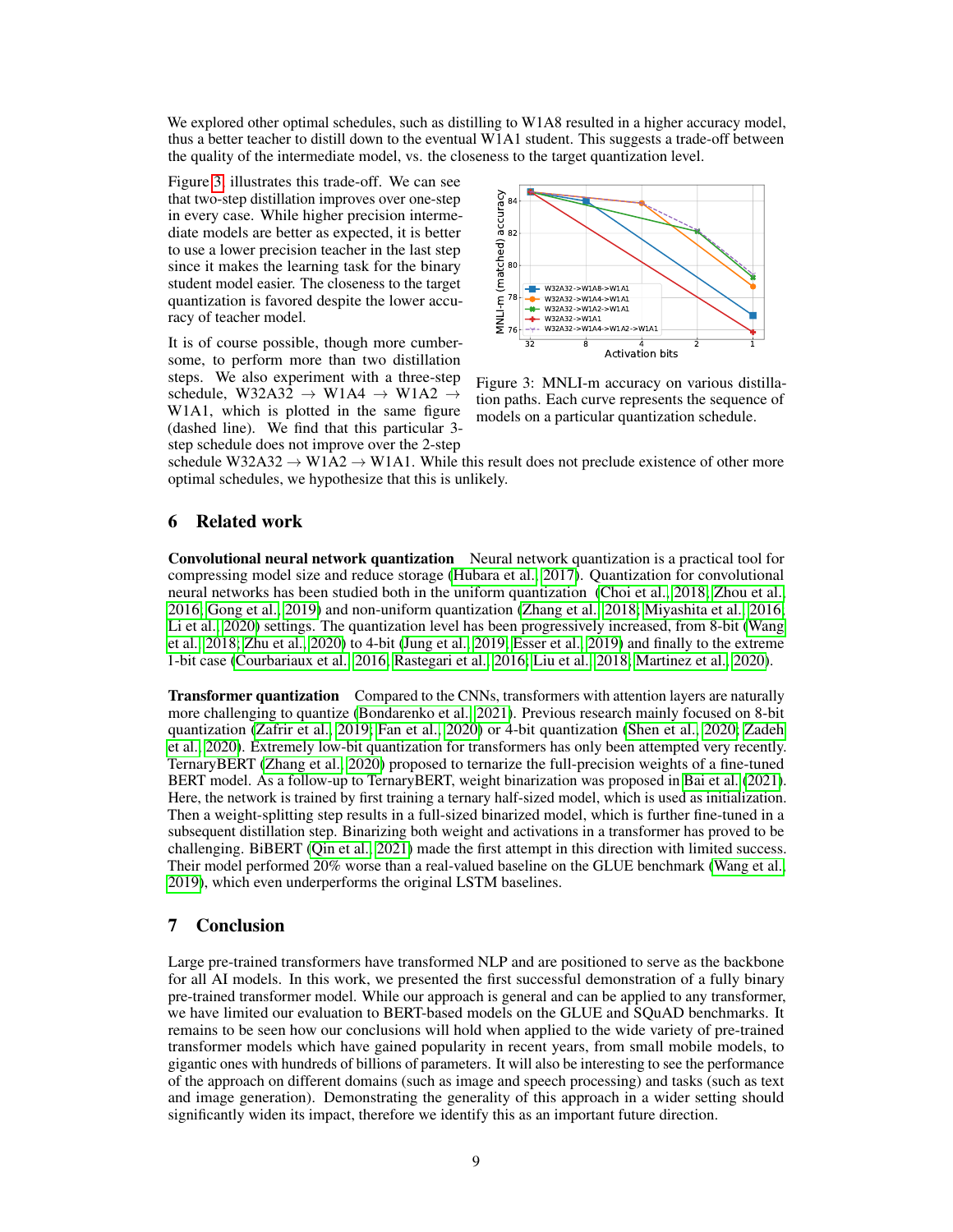We explored other optimal schedules, such as distilling to W1A8 resulted in a higher accuracy model, thus a better teacher to distill down to the eventual W1A1 student. This suggests a trade-off between the quality of the intermediate model, vs. the closeness to the target quantization level.

Figure 3 illustrates this trade-off. We can see that two-step distillation improves over one-step in every case. While higher precision intermediate models are better as expected, it is better to use a lower precision teacher in the last step since it makes the learning task for the binary student model easier. The closeness to the target quantization is favored despite the lower accuracy of teacher model.

Figure 3: MNLI-m accuracy on various distillation paths. Each curve represents the sequence of models on a particular quantization schedule.

It is of course possible, though more cumbersome, to perform more than two distillation steps. We also experiment with a three-step schedule, W32A32 → W1A4 → W1A2 → W1A1, which is plotted in the same figure (dashed line). We find that this particular 3-step schedule does not improve over the 2-step schedule W32A32 → W1A2 → W1A1. While this result does not preclude existence of other more optimal schedules, we hypothesize that this is unlikely.

## 6 Related work

**Convolutional neural network quantization** Neural network quantization is a practical tool for compressing model size and reduce storage (Hubara et al., 2017). Quantization for convolutional neural networks has been studied both in the uniform quantization (Choi et al., 2018; Zhou et al., 2016; Gong et al., 2019) and non-uniform quantization (Zhang et al., 2018; Miyashita et al., 2016; Li et al., 2020) settings. The quantization level has been progressively increased, from 8-bit (Wang et al., 2018; Zhu et al., 2020) to 4-bit (Jung et al., 2019; Esser et al., 2019) and finally to the extreme 1-bit case (Courbariaux et al., 2016; Rastegari et al., 2016; Liu et al., 2018; Martinez et al., 2020).

**Transformer quantization** Compared to the CNNs, transformers with attention layers are naturally more challenging to quantize (Bondarenko et al., 2021). Previous research mainly focused on 8-bit quantization (Zafrir et al., 2019; Fan et al., 2020) or 4-bit quantization (Shen et al., 2020; Zadeh et al., 2020). Extremely low-bit quantization for transformers has only been attempted very recently. TernaryBERT (Zhang et al., 2020) proposed to ternarize the full-precision weights of a fine-tuned BERT model. As a follow-up to TernaryBERT, weight binarization was proposed in Bai et al. (2021). Here, the network is trained by first training a ternary half-sized model, which is used as initialization. Then a weight-splitting step results in a full-sized binarized model, which is further fine-tuned in a subsequent distillation step. Binarizing both weight and activations in a transformer has proved to be challenging. BiBERT (Qin et al., 2021) made the first attempt in this direction with limited success. Their model performed 20% worse than a real-valued baseline on the GLUE benchmark (Wang et al., 2019), which even underperforms the original LSTM baselines.

## 7 Conclusion

Large pre-trained transformers have transformed NLP and are positioned to serve as the backbone for all AI models. In this work, we presented the first successful demonstration of a fully binary pre-trained transformer model. While our approach is general and can be applied to any transformer, we have limited our evaluation to BERT-based models on the GLUE and SQuAD benchmarks. It remains to be seen how our conclusions will hold when applied to the wide variety of pre-trained transformer models which have gained popularity in recent years, from small mobile models, to gigantic ones with hundreds of billions of parameters. It will also be interesting to see the performance of the approach on different domains (such as image and speech processing) and tasks (such as text and image generation). Demonstrating the generality of this approach in a wider setting should significantly widen its impact, therefore we identify this as an important future direction.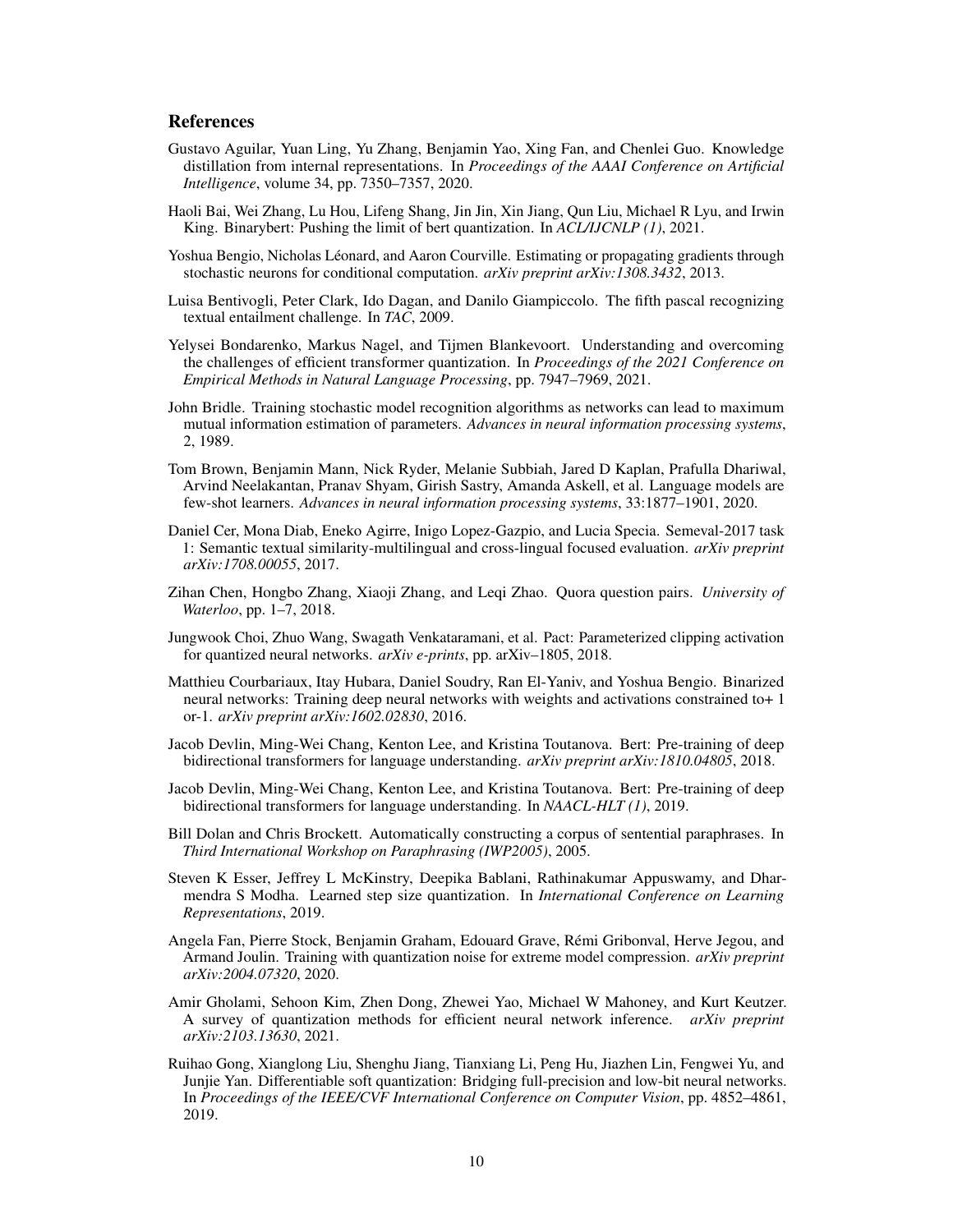## References

Gustavo Aguilar, Yuan Ling, Yu Zhang, Benjamin Yao, Xing Fan, and Chenlei Guo. Knowledge distillation from internal representations. In *Proceedings of the AAAI Conference on Artificial Intelligence*, volume 34, pp. 7350–7357, 2020.

Haoli Bai, Wei Zhang, Lu Hou, Lifeng Shang, Jin Jin, Xin Jiang, Qun Liu, Michael R Lyu, and Irwin King. Binarybert: Pushing the limit of bert quantization. In *ACL/IJCNLP (1)*, 2021.

Yoshua Bengio, Nicholas Léonard, and Aaron Courville. Estimating or propagating gradients through stochastic neurons for conditional computation. *arXiv preprint arXiv:1308.3432*, 2013.

Luisa Bentivogli, Peter Clark, Ido Dagan, and Danilo Giampiccolo. The fifth pascal recognizing textual entailment challenge. In *TAC*, 2009.

Yelysei Bondarenko, Markus Nagel, and Tijmen Blankevoort. Understanding and overcoming the challenges of efficient transformer quantization. In *Proceedings of the 2021 Conference on Empirical Methods in Natural Language Processing*, pp. 7947–7969, 2021.

John Bridle. Training stochastic model recognition algorithms as networks can lead to maximum mutual information estimation of parameters. *Advances in neural information processing systems*, 2, 1989.

Tom Brown, Benjamin Mann, Nick Ryder, Melanie Subbiah, Jared D Kaplan, Prafulla Dhariwal, Arvind Neelakantan, Pranav Shyam, Girish Sastry, Amanda Askell, et al. Language models are few-shot learners. *Advances in neural information processing systems*, 33:1877–1901, 2020.

Daniel Cer, Mona Diab, Eneko Agirre, Inigo Lopez-Gazpio, and Lucia Specia. Semeval-2017 task 1: Semantic textual similarity-multilingual and cross-lingual focused evaluation. *arXiv preprint arXiv:1708.00055*, 2017.

Zihan Chen, Hongbo Zhang, Xiaoji Zhang, and Leqi Zhao. Quora question pairs. *University of Waterloo*, pp. 1–7, 2018.

Jungwook Choi, Zhuo Wang, Swagath Venkataramani, et al. Pact: Parameterized clipping activation for quantized neural networks. *arXiv e-prints*, pp. arXiv–1805, 2018.

Matthieu Courbariaux, Itay Hubara, Daniel Soudry, Ran El-Yaniv, and Yoshua Bengio. Binarized neural networks: Training deep neural networks with weights and activations constrained to+ 1 or-1. *arXiv preprint arXiv:1602.02830*, 2016.

Jacob Devlin, Ming-Wei Chang, Kenton Lee, and Kristina Toutanova. Bert: Pre-training of deep bidirectional transformers for language understanding. *arXiv preprint arXiv:1810.04805*, 2018.

Jacob Devlin, Ming-Wei Chang, Kenton Lee, and Kristina Toutanova. Bert: Pre-training of deep bidirectional transformers for language understanding. In *NAACL-HLT (1)*, 2019.

Bill Dolan and Chris Brockett. Automatically constructing a corpus of sentential paraphrases. In *Third International Workshop on Paraphrasing (IWP2005)*, 2005.

Steven K Esser, Jeffrey L McKinstry, Deepika Bablani, Rathinakumar Appuswamy, and Dharmendra S Modha. Learned step size quantization. In *International Conference on Learning Representations*, 2019.

Angela Fan, Pierre Stock, Benjamin Graham, Edouard Grave, Rémi Gribonval, Herve Jegou, and Armand Joulin. Training with quantization noise for extreme model compression. *arXiv preprint arXiv:2004.07320*, 2020.

Amir Gholami, Sehoon Kim, Zhen Dong, Zhewei Yao, Michael W Mahoney, and Kurt Keutzer. A survey of quantization methods for efficient neural network inference. *arXiv preprint arXiv:2103.13630*, 2021.

Ruihao Gong, Xianglong Liu, Shenghu Jiang, Tianxiang Li, Peng Hu, Jiazhen Lin, Fengwei Yu, and Junjie Yan. Differentiable soft quantization: Bridging full-precision and low-bit neural networks. In *Proceedings of the IEEE/CVF International Conference on Computer Vision*, pp. 4852–4861, 2019.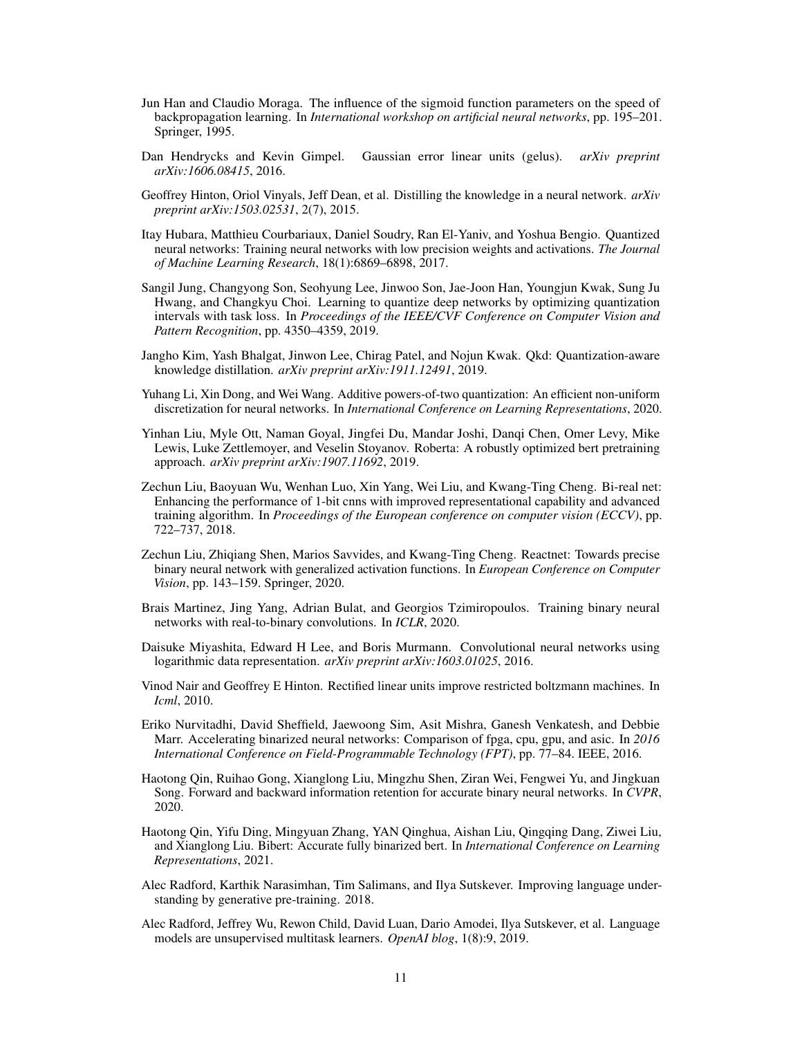Jun Han and Claudio Moraga. The influence of the sigmoid function parameters on the speed of backpropagation learning. In *International workshop on artificial neural networks*, pp. 195–201. Springer, 1995.

Dan Hendrycks and Kevin Gimpel. Gaussian error linear units (gelus). *arXiv preprint arXiv:1606.08415*, 2016.

Geoffrey Hinton, Oriol Vinyals, Jeff Dean, et al. Distilling the knowledge in a neural network. *arXiv preprint arXiv:1503.02531*, 2(7), 2015.

Itay Hubara, Matthieu Courbariaux, Daniel Soudry, Ran El-Yaniv, and Yoshua Bengio. Quantized neural networks: Training neural networks with low precision weights and activations. *The Journal of Machine Learning Research*, 18(1):6869–6898, 2017.

Sangil Jung, Changyong Son, Seohyung Lee, Jinwoo Son, Jae-Joon Han, Youngjun Kwak, Sung Ju Hwang, and Changkyu Choi. Learning to quantize deep networks by optimizing quantization intervals with task loss. In *Proceedings of the IEEE/CVF Conference on Computer Vision and Pattern Recognition*, pp. 4350–4359, 2019.

Jangho Kim, Yash Bhalgat, Jinwon Lee, Chirag Patel, and Nojun Kwak. Qkd: Quantization-aware knowledge distillation. *arXiv preprint arXiv:1911.12491*, 2019.

Yuhang Li, Xin Dong, and Wei Wang. Additive powers-of-two quantization: An efficient non-uniform discretization for neural networks. In *International Conference on Learning Representations*, 2020.

Yinhan Liu, Myle Ott, Naman Goyal, Jingfei Du, Mandar Joshi, Danqi Chen, Omer Levy, Mike Lewis, Luke Zettlemoyer, and Veselin Stoyanov. Roberta: A robustly optimized bert pretraining approach. *arXiv preprint arXiv:1907.11692*, 2019.

Zechun Liu, Baoyuan Wu, Wenhan Luo, Xin Yang, Wei Liu, and Kwang-Ting Cheng. Bi-real net: Enhancing the performance of 1-bit cnns with improved representational capability and advanced training algorithm. In *Proceedings of the European conference on computer vision (ECCV)*, pp. 722–737, 2018.

Zechun Liu, Zhiqiang Shen, Marios Savvides, and Kwang-Ting Cheng. Reactnet: Towards precise binary neural network with generalized activation functions. In *European Conference on Computer Vision*, pp. 143–159. Springer, 2020.

Brais Martinez, Jing Yang, Adrian Bulat, and Georgios Tzimiropoulos. Training binary neural networks with real-to-binary convolutions. In *ICLR*, 2020.

Daisuke Miyashita, Edward H Lee, and Boris Murmann. Convolutional neural networks using logarithmic data representation. *arXiv preprint arXiv:1603.01025*, 2016.

Vinod Nair and Geoffrey E Hinton. Rectified linear units improve restricted boltzmann machines. In *Icml*, 2010.

Eriko Nurvitadhi, David Sheffield, Jaewoong Sim, Asit Mishra, Ganesh Venkatesh, and Debbie Marr. Accelerating binarized neural networks: Comparison of fpga, cpu, gpu, and asic. In *2016 International Conference on Field-Programmable Technology (FPT)*, pp. 77–84. IEEE, 2016.

Haotong Qin, Ruihao Gong, Xianglong Liu, Mingzhu Shen, Ziran Wei, Fengwei Yu, and Jingkuan Song. Forward and backward information retention for accurate binary neural networks. In *CVPR*, 2020.

Haotong Qin, Yifu Ding, Mingyuan Zhang, YAN Qinghua, Aishan Liu, Qingqing Dang, Ziwei Liu, and Xianglong Liu. Bibert: Accurate fully binarized bert. In *International Conference on Learning Representations*, 2021.

Alec Radford, Karthik Narasimhan, Tim Salimans, and Ilya Sutskever. Improving language understanding by generative pre-training. 2018.

Alec Radford, Jeffrey Wu, Rewon Child, David Luan, Dario Amodei, Ilya Sutskever, et al. Language models are unsupervised multitask learners. *OpenAI blog*, 1(8):9, 2019.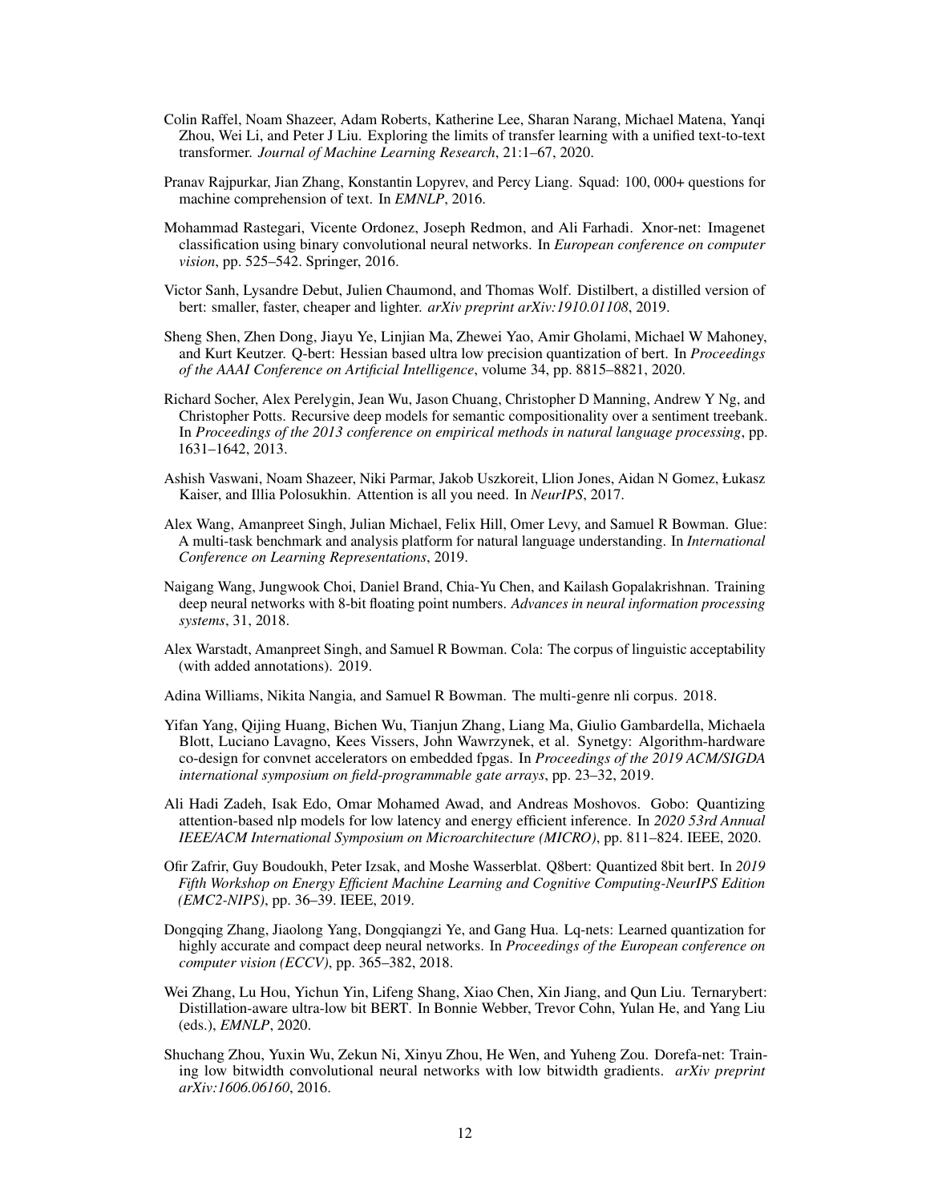Colin Raffel, Noam Shazeer, Adam Roberts, Katherine Lee, Sharan Narang, Michael Matena, Yanqi Zhou, Wei Li, and Peter J Liu. Exploring the limits of transfer learning with a unified text-to-text transformer. *Journal of Machine Learning Research*, 21:1–67, 2020.

Pranav Rajpurkar, Jian Zhang, Konstantin Lopyrev, and Percy Liang. Squad: 100, 000+ questions for machine comprehension of text. In *EMNLP*, 2016.

Mohammad Rastegari, Vicente Ordonez, Joseph Redmon, and Ali Farhadi. Xnor-net: Imagenet classification using binary convolutional neural networks. In *European conference on computer vision*, pp. 525–542. Springer, 2016.

Victor Sanh, Lysandre Debut, Julien Chaumond, and Thomas Wolf. Distilbert, a distilled version of bert: smaller, faster, cheaper and lighter. *arXiv preprint arXiv:1910.01108*, 2019.

Sheng Shen, Zhen Dong, Jiayu Ye, Linjian Ma, Zhewei Yao, Amir Gholami, Michael W Mahoney, and Kurt Keutzer. Q-bert: Hessian based ultra low precision quantization of bert. In *Proceedings of the AAAI Conference on Artificial Intelligence*, volume 34, pp. 8815–8821, 2020.

Richard Socher, Alex Perelygin, Jean Wu, Jason Chuang, Christopher D Manning, Andrew Y Ng, and Christopher Potts. Recursive deep models for semantic compositionality over a sentiment treebank. In *Proceedings of the 2013 conference on empirical methods in natural language processing*, pp. 1631–1642, 2013.

Ashish Vaswani, Noam Shazeer, Niki Parmar, Jakob Uszkoreit, Llion Jones, Aidan N Gomez, Łukasz Kaiser, and Illia Polosukhin. Attention is all you need. In *NeurIPS*, 2017.

Alex Wang, Amanpreet Singh, Julian Michael, Felix Hill, Omer Levy, and Samuel R Bowman. Glue: A multi-task benchmark and analysis platform for natural language understanding. In *International Conference on Learning Representations*, 2019.

Naigang Wang, Jungwook Choi, Daniel Brand, Chia-Yu Chen, and Kailash Gopalakrishnan. Training deep neural networks with 8-bit floating point numbers. *Advances in neural information processing systems*, 31, 2018.

Alex Warstadt, Amanpreet Singh, and Samuel R Bowman. Cola: The corpus of linguistic acceptability (with added annotations). 2019.

Adina Williams, Nikita Nangia, and Samuel R Bowman. The multi-genre nli corpus. 2018.

Yifan Yang, Qijing Huang, Bichen Wu, Tianjun Zhang, Liang Ma, Giulio Gambardella, Michaela Blott, Luciano Lavagno, Kees Vissers, John Wawrzynek, et al. Synetgy: Algorithm-hardware co-design for convnet accelerators on embedded fpgas. In *Proceedings of the 2019 ACM/SIGDA international symposium on field-programmable gate arrays*, pp. 23–32, 2019.

Ali Hadi Zadeh, Isak Edo, Omar Mohamed Awad, and Andreas Moshovos. Gobo: Quantizing attention-based nlp models for low latency and energy efficient inference. In *2020 53rd Annual IEEE/ACM International Symposium on Microarchitecture (MICRO)*, pp. 811–824. IEEE, 2020.

Ofir Zafrir, Guy Boudoukh, Peter Izsak, and Moshe Wasserblat. Q8bert: Quantized 8bit bert. In *2019 Fifth Workshop on Energy Efficient Machine Learning and Cognitive Computing-NeurIPS Edition (EMC2-NIPS)*, pp. 36–39. IEEE, 2019.

Dongqing Zhang, Jiaolong Yang, Dongqiangzi Ye, and Gang Hua. Lq-nets: Learned quantization for highly accurate and compact deep neural networks. In *Proceedings of the European conference on computer vision (ECCV)*, pp. 365–382, 2018.

Wei Zhang, Lu Hou, Yichun Yin, Lifeng Shang, Xiao Chen, Xin Jiang, and Qun Liu. Ternarybert: Distillation-aware ultra-low bit BERT. In Bonnie Webber, Trevor Cohn, Yulan He, and Yang Liu (eds.), *EMNLP*, 2020.

Shuchang Zhou, Yuxin Wu, Zekun Ni, Xinyu Zhou, He Wen, and Yuheng Zou. Dorefa-net: Training low bitwidth convolutional neural networks with low bitwidth gradients. *arXiv preprint arXiv:1606.06160*, 2016.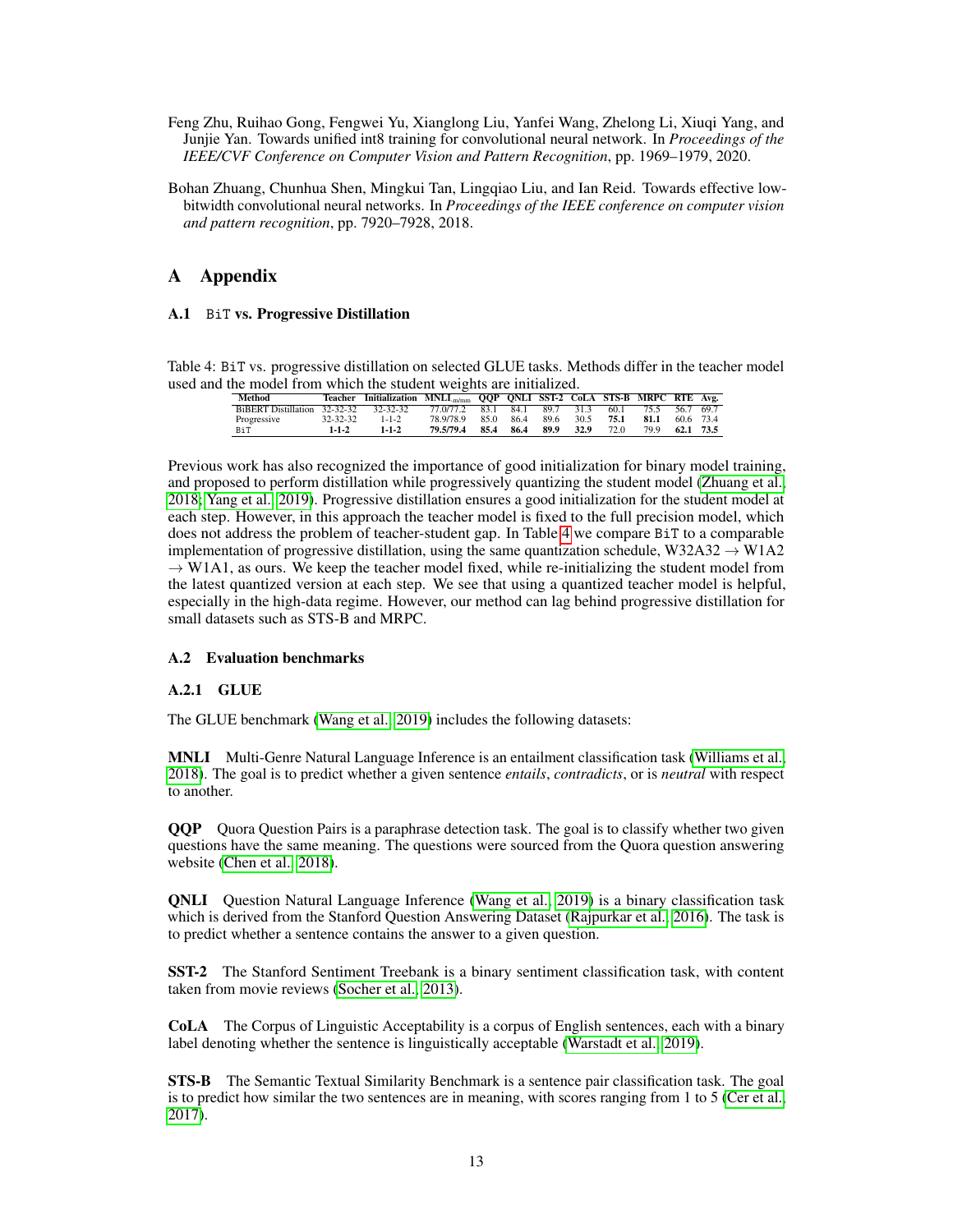Feng Zhu, Ruihao Gong, Fengwei Yu, Xianglong Liu, Yanfei Wang, Zhelong Li, Xiuqi Yang, and Junjie Yan. Towards unified int8 training for convolutional neural network. In *Proceedings of the IEEE/CVF Conference on Computer Vision and Pattern Recognition*, pp. 1969–1979, 2020.

Bohan Zhuang, Chunhua Shen, Mingkui Tan, Lingqiao Liu, and Ian Reid. Towards effective low-bitwidth convolutional neural networks. In *Proceedings of the IEEE conference on computer vision and pattern recognition*, pp. 7920–7928, 2018.

# A Appendix

## A.1 BiT vs. Progressive Distillation

Table 4: BiT vs. progressive distillation on selected GLUE tasks. Methods differ in the teacher model used and the model from which the student weights are initialized.

| Method | Teacher | Initialization | MNLI$_{m/mm}$ | QQP | QNLI | SST-2 | CoLA | STS-B | MRPC | RTE | Avg. |
|---|---|---|---|---|---|---|---|---|---|---|---|
| BiBERT Distillation | 32-32-32 | 32-32-32 | 77.0/77.2 | 83.1 | 84.1 | 89.7 | 31.3 | 60.1 | 75.5 | 56.7 | 69.7 |
| Progressive | 32-32-32 | 1-1-2 | 78.9/78.9 | 85.0 | 86.4 | 89.6 | 30.5 | **75.1** | **81.1** | 60.6 | 73.4 |
| BiT | **1-1-2** | **1-1-2** | **79.5/79.4** | **85.4** | **86.4** | **89.9** | **32.9** | 72.0 | 79.9 | **62.1** | **73.5** |

Previous work has also recognized the importance of good initialization for binary model training, and proposed to perform distillation while progressively quantizing the student model (Zhuang et al., 2018; Yang et al., 2019). Progressive distillation ensures a good initialization for the student model at each step. However, in this approach the teacher model is fixed to the full precision model, which does not address the problem of teacher-student gap. In Table 4 we compare BiT to a comparable implementation of progressive distillation, using the same quantization schedule, W32A32 $\rightarrow$ W1A2 $\rightarrow$ W1A1, as ours. We keep the teacher model fixed, while re-initializing the student model from the latest quantized version at each step. We see that using a quantized teacher model is helpful, especially in the high-data regime. However, our method can lag behind progressive distillation for small datasets such as STS-B and MRPC.

## A.2 Evaluation benchmarks

### A.2.1 GLUE

The GLUE benchmark (Wang et al., 2019) includes the following datasets:

**MNLI** Multi-Genre Natural Language Inference is an entailment classification task (Williams et al., 2018). The goal is to predict whether a given sentence *entails*, *contradicts*, or is *neutral* with respect to another.

**QQP** Quora Question Pairs is a paraphrase detection task. The goal is to classify whether two given questions have the same meaning. The questions were sourced from the Quora question answering website (Chen et al., 2018).

**QNLI** Question Natural Language Inference (Wang et al., 2019) is a binary classification task which is derived from the Stanford Question Answering Dataset (Rajpurkar et al., 2016). The task is to predict whether a sentence contains the answer to a given question.

**SST-2** The Stanford Sentiment Treebank is a binary sentiment classification task, with content taken from movie reviews (Socher et al., 2013).

**CoLA** The Corpus of Linguistic Acceptability is a corpus of English sentences, each with a binary label denoting whether the sentence is linguistically acceptable (Warstadt et al., 2019).

**STS-B** The Semantic Textual Similarity Benchmark is a sentence pair classification task. The goal is to predict how similar the two sentences are in meaning, with scores ranging from 1 to 5 (Cer et al., 2017).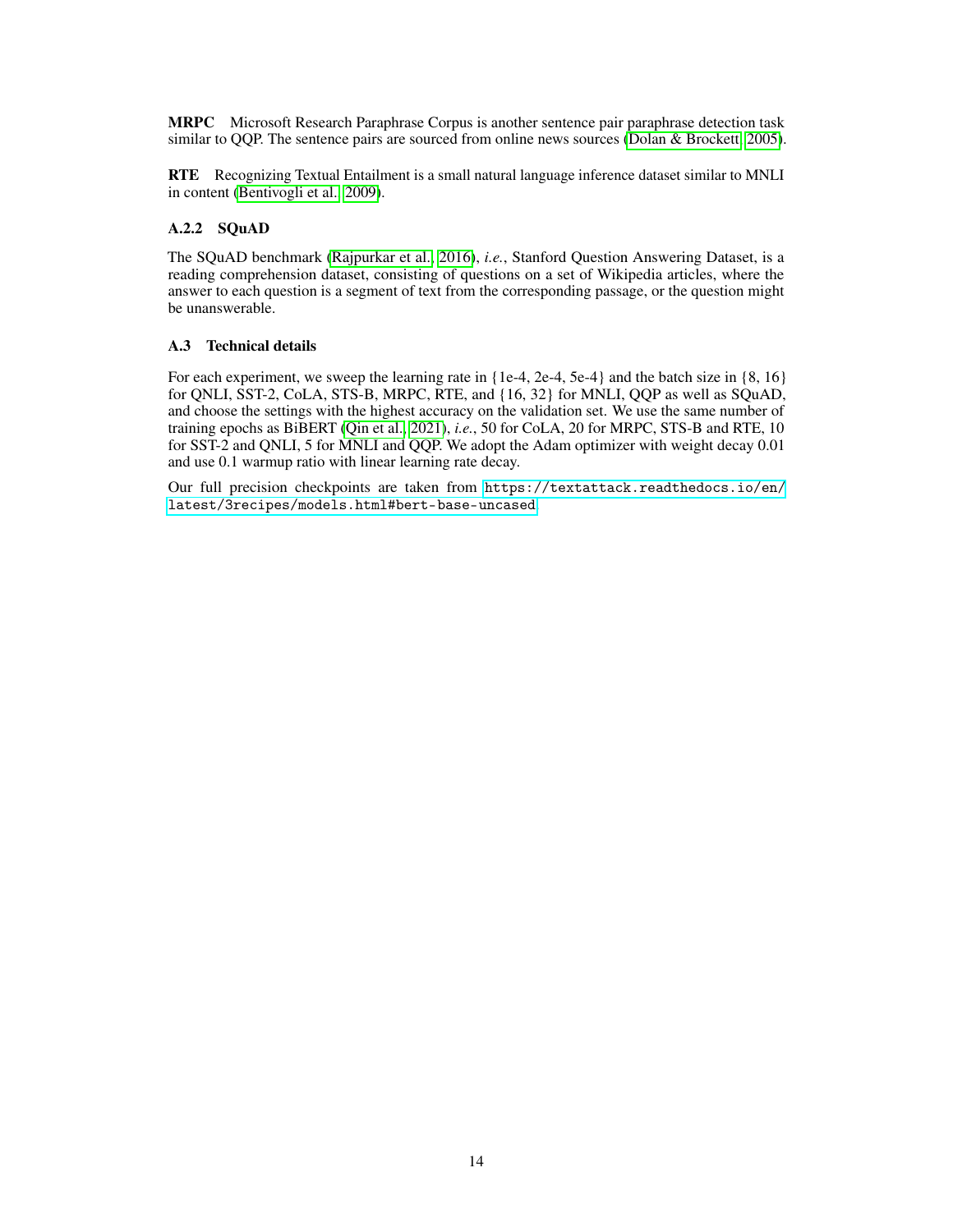**MRPC** Microsoft Research Paraphrase Corpus is another sentence pair paraphrase detection task similar to QQP. The sentence pairs are sourced from online news sources (Dolan & Brockett, 2005).

**RTE** Recognizing Textual Entailment is a small natural language inference dataset similar to MNLI in content (Bentivogli et al., 2009).

#### A.2.2 SQuAD

The SQuAD benchmark (Rajpurkar et al., 2016), *i.e.*, Stanford Question Answering Dataset, is a reading comprehension dataset, consisting of questions on a set of Wikipedia articles, where the answer to each question is a segment of text from the corresponding passage, or the question might be unanswerable.

### A.3 Technical details

For each experiment, we sweep the learning rate in {1e-4, 2e-4, 5e-4} and the batch size in {8, 16} for QNLI, SST-2, CoLA, STS-B, MRPC, RTE, and {16, 32} for MNLI, QQP as well as SQuAD, and choose the settings with the highest accuracy on the validation set. We use the same number of training epochs as BiBERT (Qin et al., 2021), *i.e.*, 50 for CoLA, 20 for MRPC, STS-B and RTE, 10 for SST-2 and QNLI, 5 for MNLI and QQP. We adopt the Adam optimizer with weight decay 0.01 and use 0.1 warmup ratio with linear learning rate decay.

Our full precision checkpoints are taken from `https://textattack.readthedocs.io/en/latest/3recipes/models.html#bert-base-uncased`